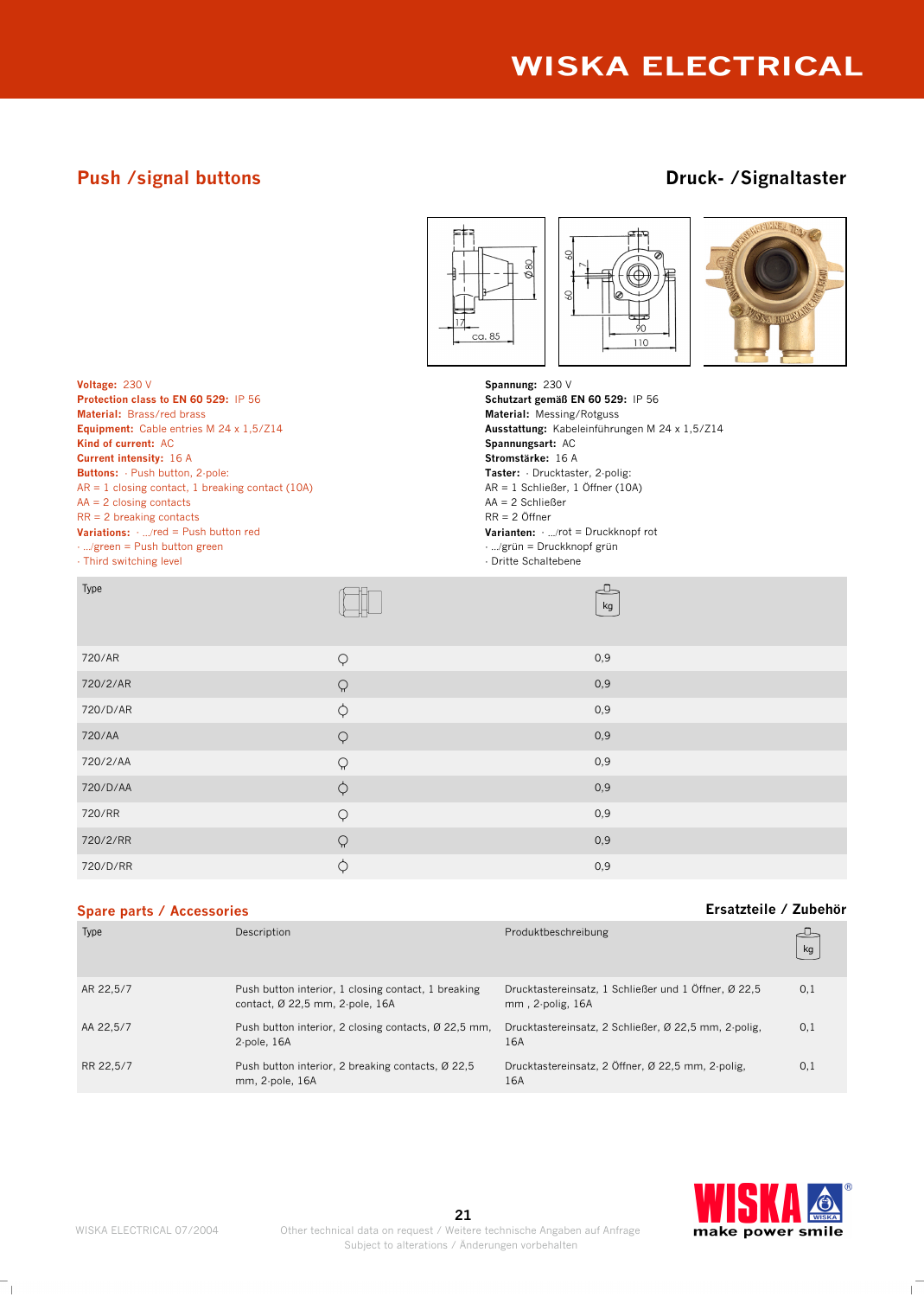# WISKA ELECTRICAL

## Push /signal buttons

## Druck- /Signaltaster

**Voltage:** 230 V
**Protection class to EN 60 529:** IP 56
**Material:** Brass/red brass
**Equipment:** Cable entries M 24 x 1,5/Z14
**Kind of current:** AC
**Current intensity:** 16 A
**Buttons:** · Push button, 2-pole:
AR = 1 closing contact, 1 breaking contact (10A)
AA = 2 closing contacts
RR = 2 breaking contacts
**Variations:** · .../red = Push button red
· .../green = Push button green
· Third switching level

**Spannung:** 230 V
**Schutzart gemäß EN 60 529:** IP 56
**Material:** Messing/Rotguss
**Ausstattung:** Kabeleinführungen M 24 x 1,5/Z14
**Spannungsart:** AC
**Stromstärke:** 16 A
**Taster:** · Drucktaster, 2-polig:
AR = 1 Schließer, 1 Öffner (10A)
AA = 2 Schließer
RR = 2 Öffner
**Varianten:** · .../rot = Druckknopf rot
· .../grün = Druckknopf grün
· Dritte Schaltebene

| Type | | kg |
|---|---|---|
| 720/AR | ♀ | 0,9 |
| 720/2/AR | ♀ | 0,9 |
| 720/D/AR | ♀ | 0,9 |
| 720/AA | ♀ | 0,9 |
| 720/2/AA | ♀ | 0,9 |
| 720/D/AA | ♀ | 0,9 |
| 720/RR | ♀ | 0,9 |
| 720/2/RR | ♀ | 0,9 |
| 720/D/RR | ♀ | 0,9 |

## Spare parts / Accessories

## Ersatzteile / Zubehör

| Type | Description | Produktbeschreibung | kg |
|---|---|---|---|
| AR 22,5/7 | Push button interior, 1 closing contact, 1 breaking contact, Ø 22,5 mm, 2-pole, 16A | Drucktastereinsatz, 1 Schließer und 1 Öffner, Ø 22,5 mm , 2-polig, 16A | 0,1 |
| AA 22,5/7 | Push button interior, 2 closing contacts, Ø 22,5 mm, 2-pole, 16A | Drucktastereinsatz, 2 Schließer, Ø 22,5 mm, 2-polig, 16A | 0,1 |
| RR 22,5/7 | Push button interior, 2 breaking contacts, Ø 22,5 mm, 2-pole, 16A | Drucktastereinsatz, 2 Öffner, Ø 22,5 mm, 2-polig, 16A | 0,1 |

WISKA ELECTRICAL 07/2004

Other technical data on request / Weitere technische Angaben auf Anfrage
Subject to alterations / Änderungen vorbehalten

WISKA make power smile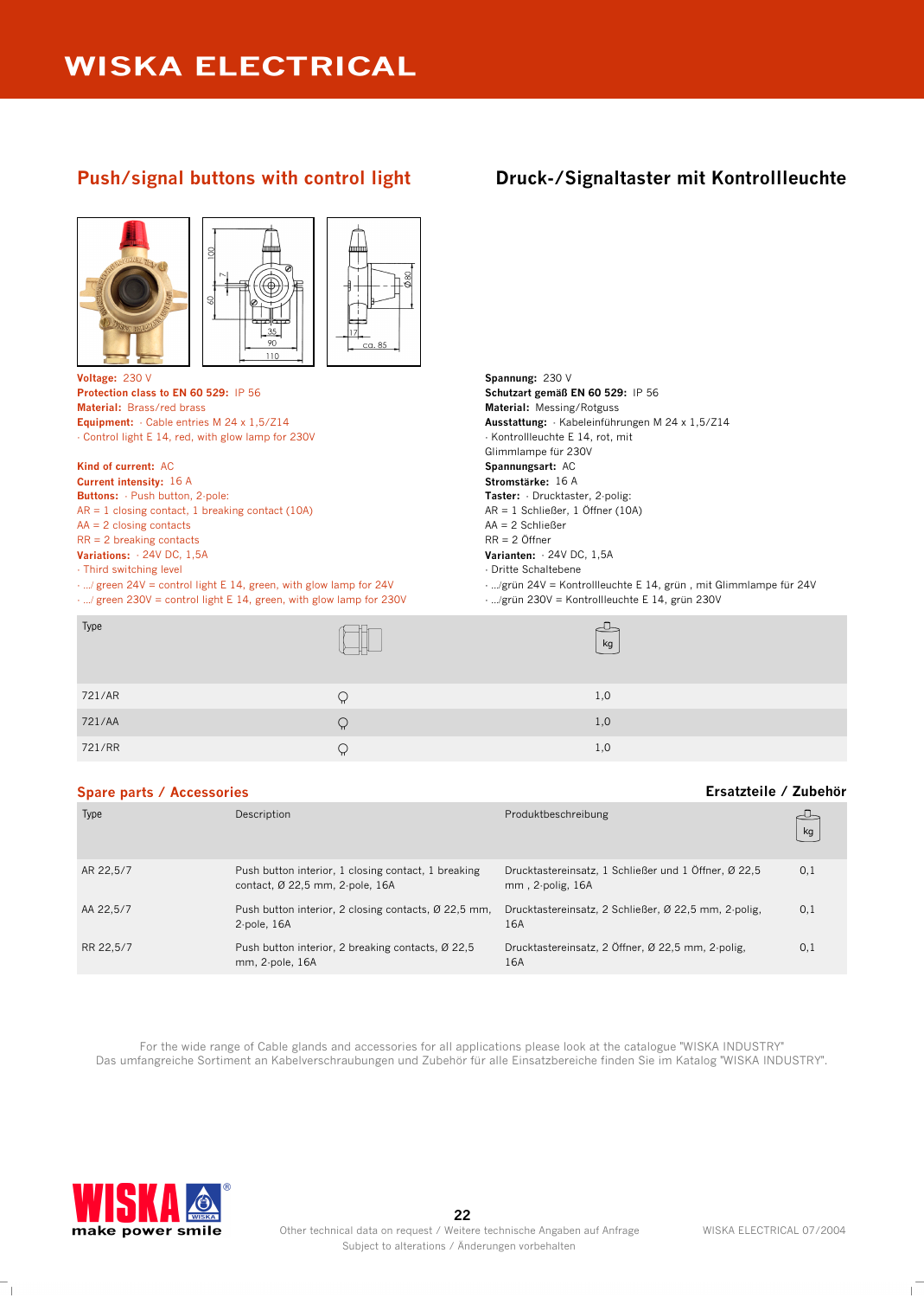## Push/signal buttons with control light

## Druck-/Signaltaster mit Kontrollleuchte

**Voltage:** 230 V
**Protection class to EN 60 529:** IP 56
**Material:** Brass/red brass
**Equipment:** · Cable entries M 24 x 1,5/Z14
· Control light E 14, red, with glow lamp for 230V

**Kind of current:** AC
**Current intensity:** 16 A
**Buttons:** · Push button, 2-pole:
AR = 1 closing contact, 1 breaking contact (10A)
AA = 2 closing contacts
RR = 2 breaking contacts
**Variations:** · 24V DC, 1,5A
· Third switching level
· .../ green 24V = control light E 14, green, with glow lamp for 24V
· .../ green 230V = control light E 14, green, with glow lamp for 230V

**Spannung:** 230 V
**Schutzart gemäß EN 60 529:** IP 56
**Material:** Messing/Rotguss
**Ausstattung:** · Kabeleinführungen M 24 x 1,5/Z14
· Kontrollleuchte E 14, rot, mit
Glimmlampe für 230V
**Spannungsart:** AC
**Stromstärke:** 16 A
**Taster:** · Drucktaster, 2-polig:
AR = 1 Schließer, 1 Öffner (10A)
AA = 2 Schließer
RR = 2 Öffner
**Varianten:** · 24V DC, 1,5A
· Dritte Schaltebene
· .../grün 24V = Kontrollleuchte E 14, grün , mit Glimmlampe für 24V
· .../grün 230V = Kontrollleuchte E 14, grün 230V

| Type | | kg |
|---|---|---|
| 721/AR | ⚲ | 1,0 |
| 721/AA | ⚲ | 1,0 |
| 721/RR | ⚲ | 1,0 |

## Spare parts / Accessories

## Ersatzteile / Zubehör

| Type | Description | Produktbeschreibung | kg |
|---|---|---|---|
| AR 22,5/7 | Push button interior, 1 closing contact, 1 breaking contact, Ø 22,5 mm, 2-pole, 16A | Drucktastereinsatz, 1 Schließer und 1 Öffner, Ø 22,5 mm , 2-polig, 16A | 0,1 |
| AA 22,5/7 | Push button interior, 2 closing contacts, Ø 22,5 mm, 2-pole, 16A | Drucktastereinsatz, 2 Schließer, Ø 22,5 mm, 2-polig, 16A | 0,1 |
| RR 22,5/7 | Push button interior, 2 breaking contacts, Ø 22,5 mm, 2-pole, 16A | Drucktastereinsatz, 2 Öffner, Ø 22,5 mm, 2-polig, 16A | 0,1 |

For the wide range of Cable glands and accessories for all applications please look at the catalogue "WISKA INDUSTRY"
Das umfangreiche Sortiment an Kabelverschraubungen und Zubehör für alle Einsatzbereiche finden Sie im Katalog "WISKA INDUSTRY".

Other technical data on request / Weitere technische Angaben auf Anfrage
Subject to alterations / Änderungen vorbehalten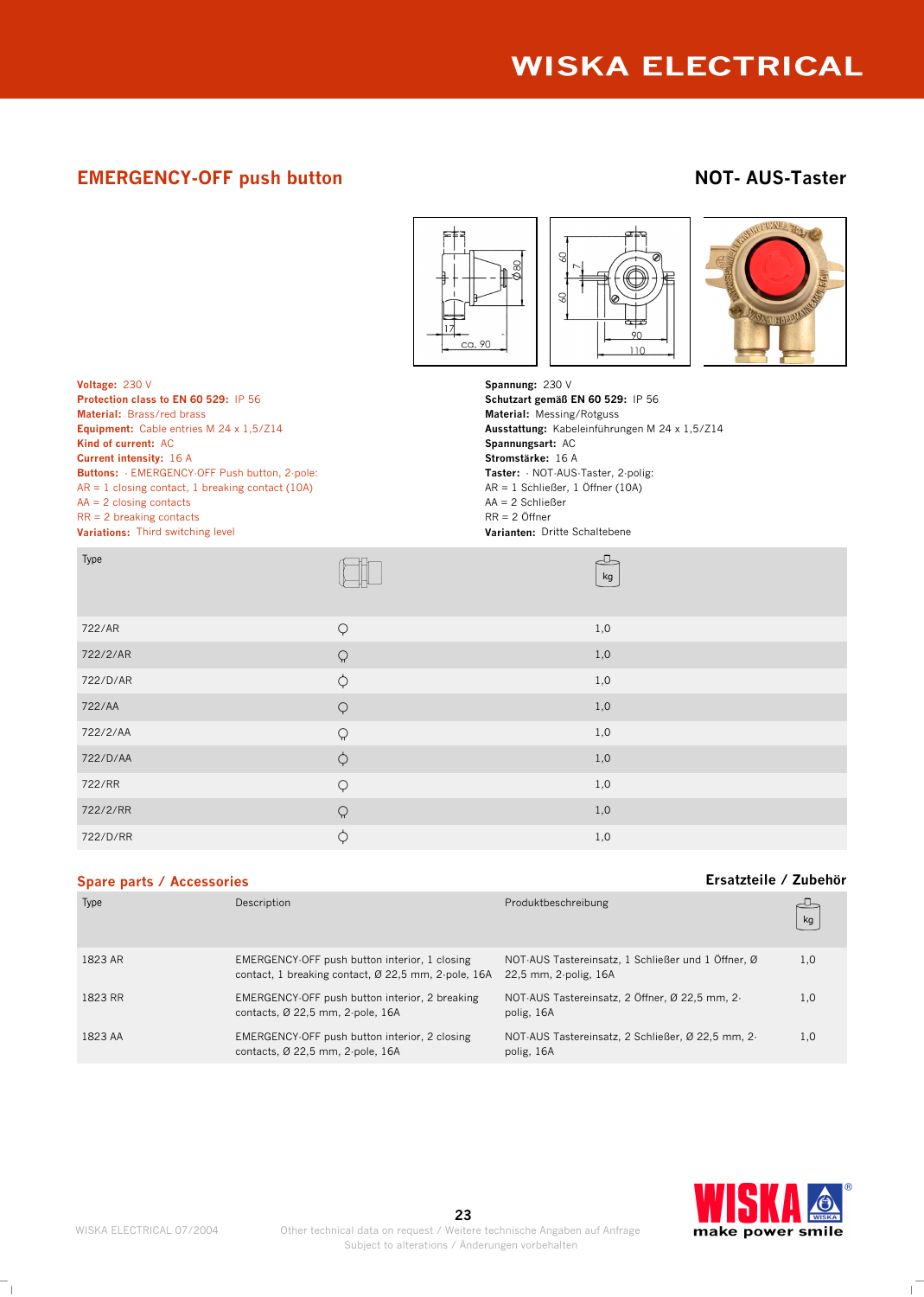## EMERGENCY-OFF push button

## NOT- AUS-Taster

**Voltage:** 230 V
**Protection class to EN 60 529:** IP 56
**Material:** Brass/red brass
**Equipment:** Cable entries M 24 x 1,5/Z14
**Kind of current:** AC
**Current intensity:** 16 A
**Buttons:** · EMERGENCY-OFF Push button, 2-pole:
AR = 1 closing contact, 1 breaking contact (10A)
AA = 2 closing contacts
RR = 2 breaking contacts
**Variations:** Third switching level

**Spannung:** 230 V
**Schutzart gemäß EN 60 529:** IP 56
**Material:** Messing/Rotguss
**Ausstattung:** Kabeleinführungen M 24 x 1,5/Z14
**Spannungsart:** AC
**Stromstärke:** 16 A
**Taster:** · NOT-AUS-Taster, 2-polig:
AR = 1 Schließer, 1 Öffner (10A)
AA = 2 Schließer
RR = 2 Öffner
**Varianten:** Dritte Schaltebene

| Type | | kg |
|---|---|---|
| 722/AR | ○ | 1,0 |
| 722/2/AR | ○ | 1,0 |
| 722/D/AR | ○ | 1,0 |
| 722/AA | ○ | 1,0 |
| 722/2/AA | ○ | 1,0 |
| 722/D/AA | ○ | 1,0 |
| 722/RR | ○ | 1,0 |
| 722/2/RR | ○ | 1,0 |
| 722/D/RR | ○ | 1,0 |

## Spare parts / Accessories

## Ersatzteile / Zubehör

| Type | Description | Produktbeschreibung | kg |
|---|---|---|---|
| 1823 AR | EMERGENCY-OFF push button interior, 1 closing contact, 1 breaking contact, Ø 22,5 mm, 2-pole, 16A | NOT-AUS Tastereinsatz, 1 Schließer und 1 Öffner, Ø 22,5 mm, 2-polig, 16A | 1,0 |
| 1823 RR | EMERGENCY-OFF push button interior, 2 breaking contacts, Ø 22,5 mm, 2-pole, 16A | NOT-AUS Tastereinsatz, 2 Öffner, Ø 22,5 mm, 2-polig, 16A | 1,0 |
| 1823 AA | EMERGENCY-OFF push button interior, 2 closing contacts, Ø 22,5 mm, 2-pole, 16A | NOT-AUS Tastereinsatz, 2 Schließer, Ø 22,5 mm, 2-polig, 16A | 1,0 |

Other technical data on request / Weitere technische Angaben auf Anfrage
Subject to alterations / Änderungen vorbehalten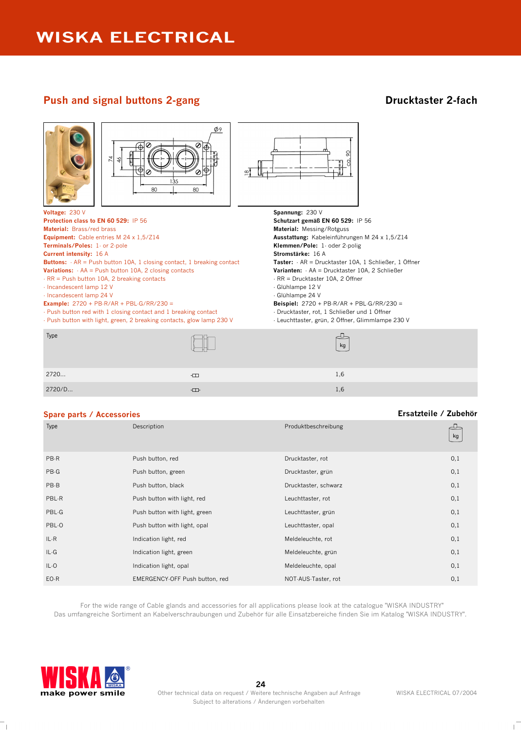## Push and signal buttons 2-gang

## Drucktaster 2-fach

**Voltage:** 230 V
**Protection class to EN 60 529:** IP 56
**Material:** Brass/red brass
**Equipment:** Cable entries M 24 x 1,5/Z14
**Terminals/Poles:** 1- or 2-pole
**Current intensity:** 16 A
**Buttons:** · AR = Push button 10A, 1 closing contact, 1 breaking contact
**Variations:** · AA = Push button 10A, 2 closing contacts
· RR = Push button 10A, 2 breaking contacts
· Incandescent lamp 12 V
· Incandescent lamp 24 V
**Example:** 2720 + PB-R/AR + PBL-G/RR/230 =
· Push button red with 1 closing contact and 1 breaking contact
· Push button with light, green, 2 breaking contacts, glow lamp 230 V

**Spannung:** 230 V
**Schutzart gemäß EN 60 529:** IP 56
**Material:** Messing/Rotguss
**Ausstattung:** Kabeleinführungen M 24 x 1,5/Z14
**Klemmen/Pole:** 1- oder 2-polig
**Stromstärke:** 16 A
**Taster:** · AR = Drucktaster 10A, 1 Schließer, 1 Öffner
**Varianten:** · AA = Drucktaster 10A, 2 Schließer
· RR = Drucktaster 10A, 2 Öffner
· Glühlampe 12 V
· Glühlampe 24 V
**Beispiel:** 2720 + PB-R/AR + PBL-G/RR/230 =
· Drucktaster, rot, 1 Schließer und 1 Öffner
· Leuchttaster, grün, 2 Öffner, Glimmlampe 230 V

| Type | | kg |
|---|---|---|
| 2720... | | 1,6 |
| 2720/D... | | 1,6 |

## Spare parts / Accessories

## Ersatzteile / Zubehör

| Type | Description | Produktbeschreibung | kg |
|---|---|---|---|
| PB-R | Push button, red | Drucktaster, rot | 0,1 |
| PB-G | Push button, green | Drucktaster, grün | 0,1 |
| PB-B | Push button, black | Drucktaster, schwarz | 0,1 |
| PBL-R | Push button with light, red | Leuchttaster, rot | 0,1 |
| PBL-G | Push button with light, green | Leuchttaster, grün | 0,1 |
| PBL-O | Push button with light, opal | Leuchttaster, opal | 0,1 |
| IL-R | Indication light, red | Meldeleuchte, rot | 0,1 |
| IL-G | Indication light, green | Meldeleuchte, grün | 0,1 |
| IL-O | Indication light, opal | Meldeleuchte, opal | 0,1 |
| EO-R | EMERGENCY-OFF Push button, red | NOT-AUS-Taster, rot | 0,1 |

For the wide range of Cable glands and accessories for all applications please look at the catalogue "WISKA INDUSTRY"
Das umfangreiche Sortiment an Kabelverschraubungen und Zubehör für alle Einsatzbereiche finden Sie im Katalog "WISKA INDUSTRY".

Other technical data on request / Weitere technische Angaben auf Anfrage
Subject to alterations / Änderungen vorbehalten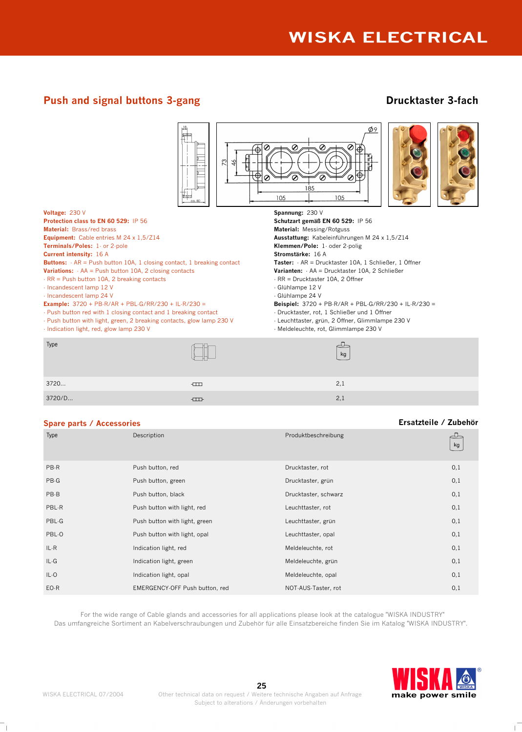## Push and signal buttons 3-gang

## Drucktaster 3-fach

185
105
105
73
46
Ø9

**Voltage:** 230 V
**Protection class to EN 60 529:** IP 56
**Material:** Brass/red brass
**Equipment:** Cable entries M 24 x 1,5/Z14
**Terminals/Poles:** 1- or 2-pole
**Current intensity:** 16 A
**Buttons:** · AR = Push button 10A, 1 closing contact, 1 breaking contact
**Variations:** · AA = Push button 10A, 2 closing contacts
· RR = Push button 10A, 2 breaking contacts
· Incandescent lamp 12 V
· Incandescent lamp 24 V
**Example:** 3720 + PB-R/AR + PBL-G/RR/230 + IL-R/230 =
· Push button red with 1 closing contact and 1 breaking contact
· Push button with light, green, 2 breaking contacts, glow lamp 230 V
· Indication light, red, glow lamp 230 V

**Spannung:** 230 V
**Schutzart gemäß EN 60 529:** IP 56
**Material:** Messing/Rotguss
**Ausstattung:** Kabeleinführungen M 24 x 1,5/Z14
**Klemmen/Pole:** 1- oder 2-polig
**Stromstärke:** 16 A
**Taster:** · AR = Drucktaster 10A, 1 Schließer, 1 Öffner
**Varianten:** · AA = Drucktaster 10A, 2 Schließer
· RR = Drucktaster 10A, 2 Öffner
· Glühlampe 12 V
· Glühlampe 24 V
**Beispiel:** 3720 + PB-R/AR + PBL-G/RR/230 + IL-R/230 =
· Drucktaster, rot, 1 Schließer und 1 Öffner
· Leuchttaster, grün, 2 Öffner, Glimmlampe 230 V
· Meldeleuchte, rot, Glimmlampe 230 V

| Type | | kg |
|---|---|---|
| 3720... | | 2,1 |
| 3720/D... | | 2,1 |

## Spare parts / Accessories

## Ersatzteile / Zubehör

| Type | Description | Produktbeschreibung | kg |
|---|---|---|---|
| PB-R | Push button, red | Drucktaster, rot | 0,1 |
| PB-G | Push button, green | Drucktaster, grün | 0,1 |
| PB-B | Push button, black | Drucktaster, schwarz | 0,1 |
| PBL-R | Push button with light, red | Leuchttaster, rot | 0,1 |
| PBL-G | Push button with light, green | Leuchttaster, grün | 0,1 |
| PBL-O | Push button with light, opal | Leuchttaster, opal | 0,1 |
| IL-R | Indication light, red | Meldeleuchte, rot | 0,1 |
| IL-G | Indication light, green | Meldeleuchte, grün | 0,1 |
| IL-O | Indication light, opal | Meldeleuchte, opal | 0,1 |
| EO-R | EMERGENCY-OFF Push button, red | NOT-AUS-Taster, rot | 0,1 |

For the wide range of Cable glands and accessories for all applications please look at the catalogue "WISKA INDUSTRY"
Das umfangreiche Sortiment an Kabelverschraubungen und Zubehör für alle Einsatzbereiche finden Sie im Katalog "WISKA INDUSTRY".

WISKA ELECTRICAL 07/2004
Other technical data on request / Weitere technische Angaben auf Anfrage
Subject to alterations / Änderungen vorbehalten

WISKA make power smile